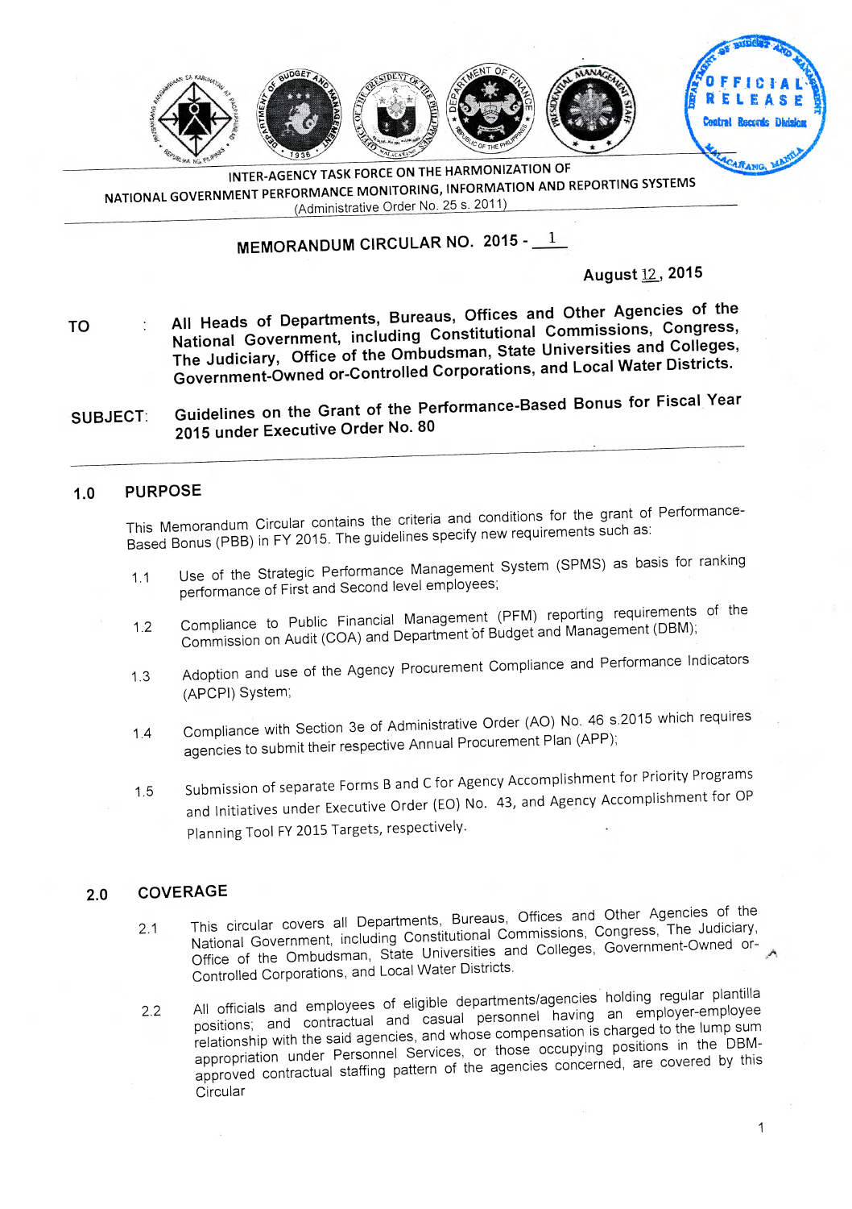INTER-AGENCY TASK FORCE ON THE HARMONIZATION OF NATIONAL GOVERNMENT PERFORMANCE MONITORING, INFORMATION AND REPORTING SYSTEMS
(Administrative Order No. 25 s. 2011)

OFFICIAL RELEASE
Central Records Division

# MEMORANDUM CIRCULAR NO. 2015 - 1

**August 12, 2015**

**TO** : **All Heads of Departments, Bureaus, Offices and Other Agencies of the National Government, including Constitutional Commissions, Congress, The Judiciary, Office of the Ombudsman, State Universities and Colleges, Government-Owned or-Controlled Corporations, and Local Water Districts.**

**SUBJECT**: **Guidelines on the Grant of the Performance-Based Bonus for Fiscal Year 2015 under Executive Order No. 80**

## 1.0 PURPOSE

This Memorandum Circular contains the criteria and conditions for the grant of Performance-Based Bonus (PBB) in FY 2015. The guidelines specify new requirements such as:

1.1 Use of the Strategic Performance Management System (SPMS) as basis for ranking performance of First and Second level employees;

1.2 Compliance to Public Financial Management (PFM) reporting requirements of the Commission on Audit (COA) and Department of Budget and Management (DBM);

1.3 Adoption and use of the Agency Procurement Compliance and Performance Indicators (APCPI) System;

1.4 Compliance with Section 3e of Administrative Order (AO) No. 46 s.2015 which requires agencies to submit their respective Annual Procurement Plan (APP);

1.5 Submission of separate Forms B and C for Agency Accomplishment for Priority Programs and Initiatives under Executive Order (EO) No. 43, and Agency Accomplishment for OP Planning Tool FY 2015 Targets, respectively.

## 2.0 COVERAGE

2.1 This circular covers all Departments, Bureaus, Offices and Other Agencies of the National Government, including Constitutional Commissions, Congress, The Judiciary, Office of the Ombudsman, State Universities and Colleges, Government-Owned or-Controlled Corporations, and Local Water Districts.

2.2 All officials and employees of eligible departments/agencies holding regular plantilla positions; and contractual and casual personnel having an employer-employee relationship with the said agencies, and whose compensation is charged to the lump sum appropriation under Personnel Services, or those occupying positions in the DBM-approved contractual staffing pattern of the agencies concerned, are covered by this Circular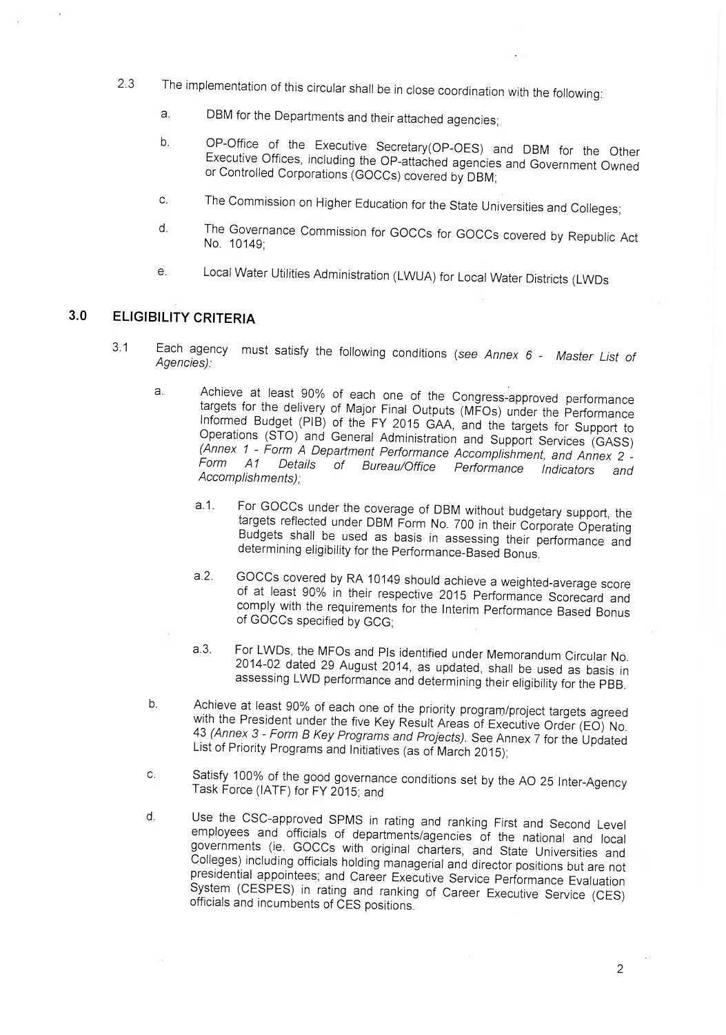2.3 The implementation of this circular shall be in close coordination with the following:

a. DBM for the Departments and their attached agencies;

b. OP-Office of the Executive Secretary(OP-OES) and DBM for the Other Executive Offices, including the OP-attached agencies and Government Owned or Controlled Corporations (GOCCs) covered by DBM;

c. The Commission on Higher Education for the State Universities and Colleges;

d. The Governance Commission for GOCCs for GOCCs covered by Republic Act No. 10149;

e. Local Water Utilities Administration (LWUA) for Local Water Districts (LWDs

## 3.0 ELIGIBILITY CRITERIA

3.1 Each agency must satisfy the following conditions (*see Annex 6 - Master List of Agencies):*

a. Achieve at least 90% of each one of the Congress-approved performance targets for the delivery of Major Final Outputs (MFOs) under the Performance Informed Budget (PIB) of the FY 2015 GAA, and the targets for Support to Operations (STO) and General Administration and Support Services (GASS) *(Annex 1 - Form A Department Performance Accomplishment, and Annex 2 - Form A1 Details of Bureau/Office Performance Indicators and Accomplishments);*

a.1. For GOCCs under the coverage of DBM without budgetary support, the targets reflected under DBM Form No. 700 in their Corporate Operating Budgets shall be used as basis in assessing their performance and determining eligibility for the Performance-Based Bonus.

a.2. GOCCs covered by RA 10149 should achieve a weighted-average score of at least 90% in their respective 2015 Performance Scorecard and comply with the requirements for the Interim Performance Based Bonus of GOCCs specified by GCG;

a.3. For LWDs, the MFOs and PIs identified under Memorandum Circular No. 2014-02 dated 29 August 2014, as updated, shall be used as basis in assessing LWD performance and determining their eligibility for the PBB.

b. Achieve at least 90% of each one of the priority program/project targets agreed with the President under the five Key Result Areas of Executive Order (EO) No. 43 *(Annex 3 - Form B Key Programs and Projects).* See Annex 7 for the Updated List of Priority Programs and Initiatives (as of March 2015);

c. Satisfy 100% of the good governance conditions set by the AO 25 Inter-Agency Task Force (IATF) for FY 2015; and

d. Use the CSC-approved SPMS in rating and ranking First and Second Level employees and officials of departments/agencies of the national and local governments (ie. GOCCs with original charters, and State Universities and Colleges) including officials holding managerial and director positions but are not presidential appointees; and Career Executive Service Performance Evaluation System (CESPES) in rating and ranking of Career Executive Service (CES) officials and incumbents of CES positions.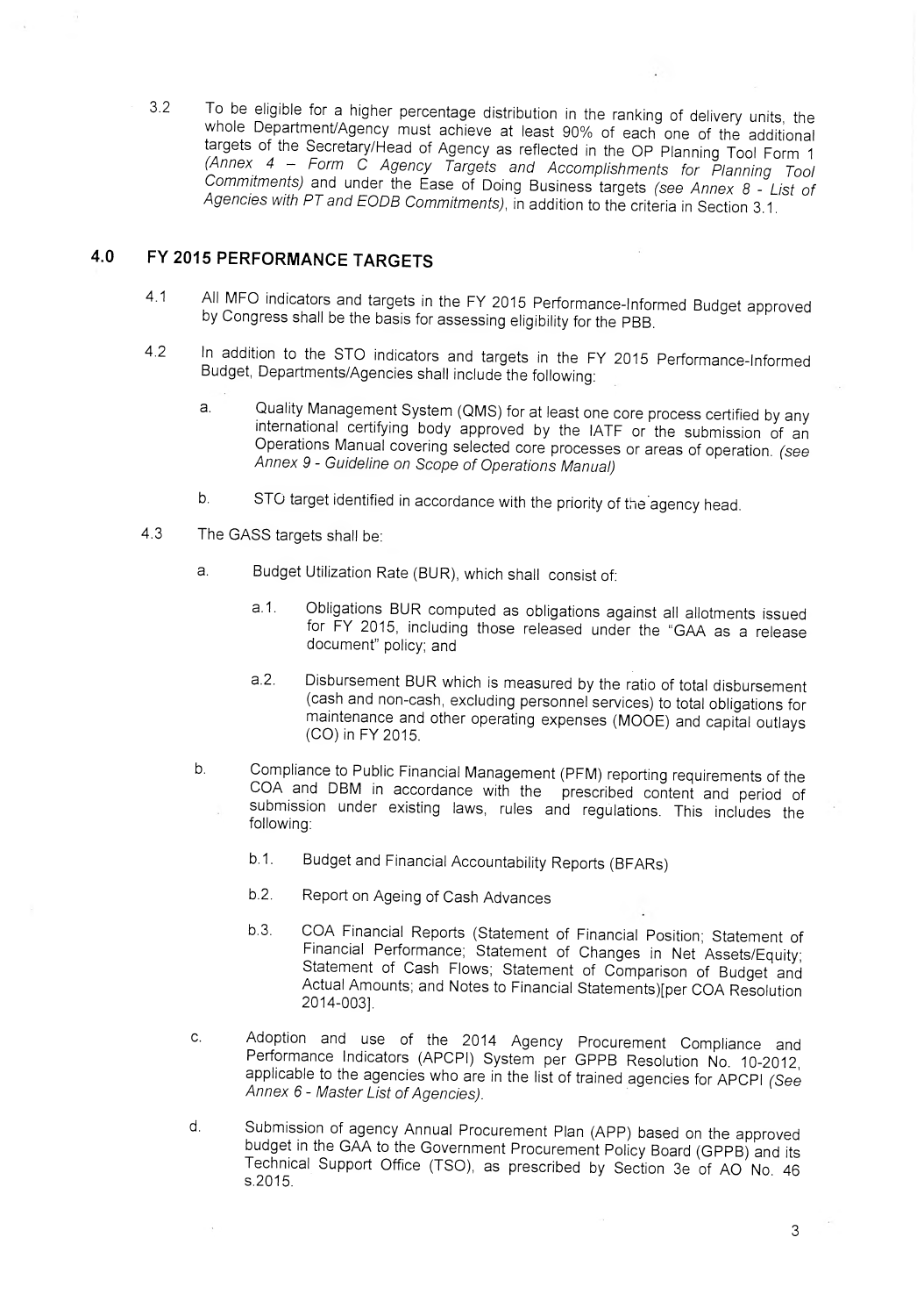3.2 To be eligible for a higher percentage distribution in the ranking of delivery units, the whole Department/Agency must achieve at least 90% of each one of the additional targets of the Secretary/Head of Agency as reflected in the OP Planning Tool Form 1 *(Annex 4 – Form C Agency Targets and Accomplishments for Planning Tool Commitments)* and under the Ease of Doing Business targets *(see Annex 8 - List of Agencies with PT and EODB Commitments)*, in addition to the criteria in Section 3.1.

## 4.0 FY 2015 PERFORMANCE TARGETS

4.1 All MFO indicators and targets in the FY 2015 Performance-Informed Budget approved by Congress shall be the basis for assessing eligibility for the PBB.

4.2 In addition to the STO indicators and targets in the FY 2015 Performance-Informed Budget, Departments/Agencies shall include the following:

a. Quality Management System (QMS) for at least one core process certified by any international certifying body approved by the IATF or the submission of an Operations Manual covering selected core processes or areas of operation. *(see Annex 9 - Guideline on Scope of Operations Manual)*

b. STO target identified in accordance with the priority of the agency head.

4.3 The GASS targets shall be:

a. Budget Utilization Rate (BUR), which shall consist of:

a.1. Obligations BUR computed as obligations against all allotments issued for FY 2015, including those released under the "GAA as a release document" policy; and

a.2. Disbursement BUR which is measured by the ratio of total disbursement (cash and non-cash, excluding personnel services) to total obligations for maintenance and other operating expenses (MOOE) and capital outlays (CO) in FY 2015.

b. Compliance to Public Financial Management (PFM) reporting requirements of the COA and DBM in accordance with the prescribed content and period of submission under existing laws, rules and regulations. This includes the following:

b.1. Budget and Financial Accountability Reports (BFARs)

b.2. Report on Ageing of Cash Advances

b.3. COA Financial Reports (Statement of Financial Position; Statement of Financial Performance; Statement of Changes in Net Assets/Equity; Statement of Cash Flows; Statement of Comparison of Budget and Actual Amounts; and Notes to Financial Statements)[per COA Resolution 2014-003].

c. Adoption and use of the 2014 Agency Procurement Compliance and Performance Indicators (APCPI) System per GPPB Resolution No. 10-2012, applicable to the agencies who are in the list of trained agencies for APCPI *(See Annex 6 - Master List of Agencies)*.

d. Submission of agency Annual Procurement Plan (APP) based on the approved budget in the GAA to the Government Procurement Policy Board (GPPB) and its Technical Support Office (TSO), as prescribed by Section 3e of AO No. 46 s.2015.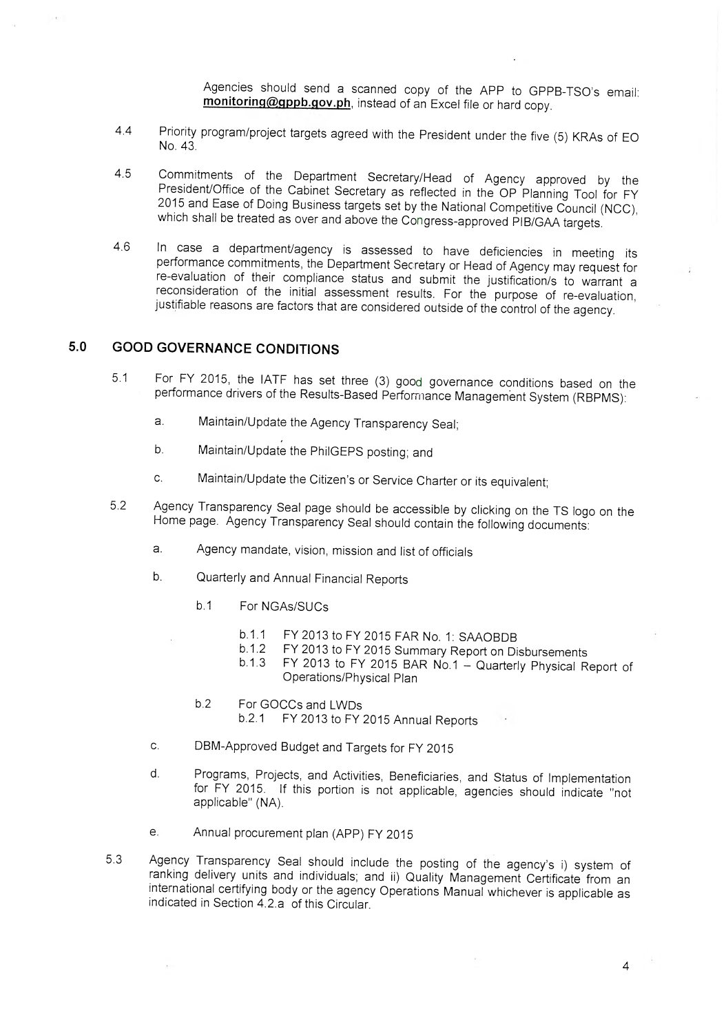Agencies should send a scanned copy of the APP to GPPB-TSO's email: **monitoring@gppb.gov.ph**, instead of an Excel file or hard copy.

4.4 Priority program/project targets agreed with the President under the five (5) KRAs of EO No. 43.

4.5 Commitments of the Department Secretary/Head of Agency approved by the President/Office of the Cabinet Secretary as reflected in the OP Planning Tool for FY 2015 and Ease of Doing Business targets set by the National Competitive Council (NCC), which shall be treated as over and above the Congress-approved PIB/GAA targets.

4.6 In case a department/agency is assessed to have deficiencies in meeting its performance commitments, the Department Secretary or Head of Agency may request for re-evaluation of their compliance status and submit the justification/s to warrant a reconsideration of the initial assessment results. For the purpose of re-evaluation, justifiable reasons are factors that are considered outside of the control of the agency.

## 5.0 GOOD GOVERNANCE CONDITIONS

5.1 For FY 2015, the IATF has set three (3) good governance conditions based on the performance drivers of the Results-Based Performance Management System (RBPMS):

- a. Maintain/Update the Agency Transparency Seal;
- b. Maintain/Update the PhilGEPS posting; and
- c. Maintain/Update the Citizen's or Service Charter or its equivalent;

5.2 Agency Transparency Seal page should be accessible by clicking on the TS logo on the Home page. Agency Transparency Seal should contain the following documents:

- a. Agency mandate, vision, mission and list of officials
- b. Quarterly and Annual Financial Reports
    - b.1 For NGAs/SUCs
        - b.1.1 FY 2013 to FY 2015 FAR No. 1: SAAOBDB
        - b.1.2 FY 2013 to FY 2015 Summary Report on Disbursements
        - b.1.3 FY 2013 to FY 2015 BAR No.1 – Quarterly Physical Report of Operations/Physical Plan
    - b.2 For GOCCs and LWDs
        - b.2.1 FY 2013 to FY 2015 Annual Reports
- c. DBM-Approved Budget and Targets for FY 2015
- d. Programs, Projects, and Activities, Beneficiaries, and Status of Implementation for FY 2015. If this portion is not applicable, agencies should indicate "not applicable" (NA).
- e. Annual procurement plan (APP) FY 2015

5.3 Agency Transparency Seal should include the posting of the agency's i) system of ranking delivery units and individuals; and ii) Quality Management Certificate from an international certifying body or the agency Operations Manual whichever is applicable as indicated in Section 4.2.a of this Circular.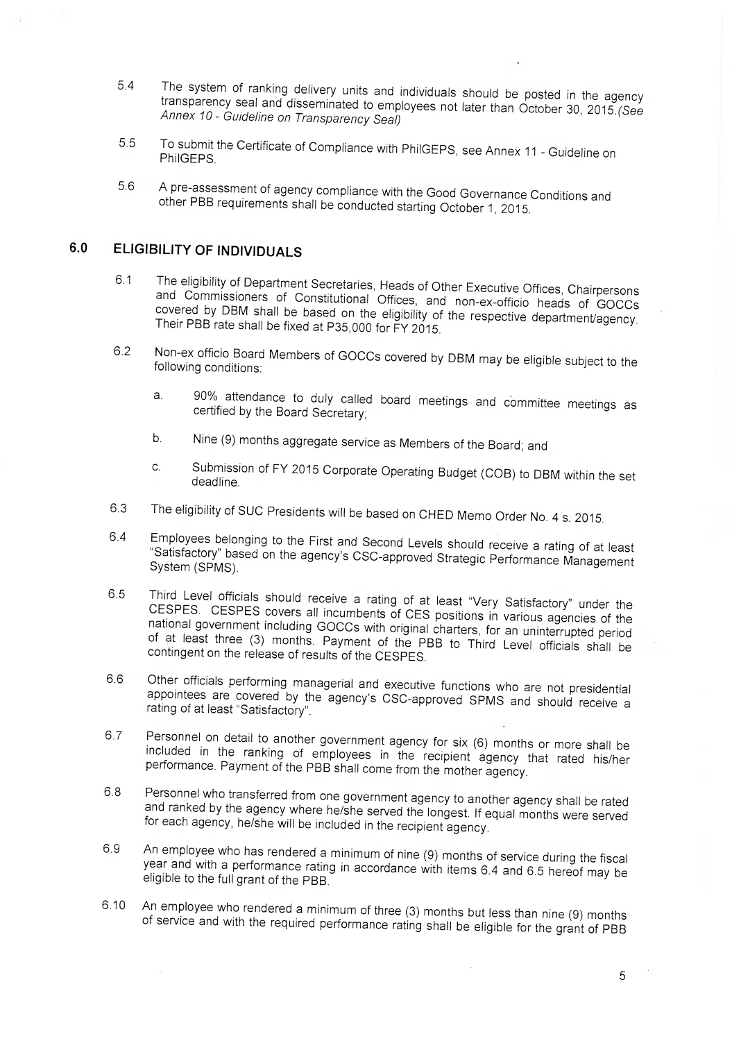5.4 The system of ranking delivery units and individuals should be posted in the agency transparency seal and disseminated to employees not later than October 30, 2015. *(See Annex 10 - Guideline on Transparency Seal)*

5.5 To submit the Certificate of Compliance with PhilGEPS, see Annex 11 - Guideline on PhilGEPS.

5.6 A pre-assessment of agency compliance with the Good Governance Conditions and other PBB requirements shall be conducted starting October 1, 2015.

## 6.0 ELIGIBILITY OF INDIVIDUALS

6.1 The eligibility of Department Secretaries, Heads of Other Executive Offices, Chairpersons and Commissioners of Constitutional Offices, and non-ex-officio heads of GOCCs covered by DBM shall be based on the eligibility of the respective department/agency. Their PBB rate shall be fixed at P35,000 for FY 2015.

6.2 Non-ex officio Board Members of GOCCs covered by DBM may be eligible subject to the following conditions:

a. 90% attendance to duly called board meetings and committee meetings as certified by the Board Secretary;

b. Nine (9) months aggregate service as Members of the Board; and

c. Submission of FY 2015 Corporate Operating Budget (COB) to DBM within the set deadline.

6.3 The eligibility of SUC Presidents will be based on CHED Memo Order No. 4 s. 2015.

6.4 Employees belonging to the First and Second Levels should receive a rating of at least "Satisfactory" based on the agency's CSC-approved Strategic Performance Management System (SPMS).

6.5 Third Level officials should receive a rating of at least "Very Satisfactory" under the CESPES. CESPES covers all incumbents of CES positions in various agencies of the national government including GOCCs with original charters, for an uninterrupted period of at least three (3) months. Payment of the PBB to Third Level officials shall be contingent on the release of results of the CESPES.

6.6 Other officials performing managerial and executive functions who are not presidential appointees are covered by the agency's CSC-approved SPMS and should receive a rating of at least "Satisfactory".

6.7 Personnel on detail to another government agency for six (6) months or more shall be included in the ranking of employees in the recipient agency that rated his/her performance. Payment of the PBB shall come from the mother agency.

6.8 Personnel who transferred from one government agency to another agency shall be rated and ranked by the agency where he/she served the longest. If equal months were served for each agency, he/she will be included in the recipient agency.

6.9 An employee who has rendered a minimum of nine (9) months of service during the fiscal year and with a performance rating in accordance with items 6.4 and 6.5 hereof may be eligible to the full grant of the PBB.

6.10 An employee who rendered a minimum of three (3) months but less than nine (9) months of service and with the required performance rating shall be eligible for the grant of PBB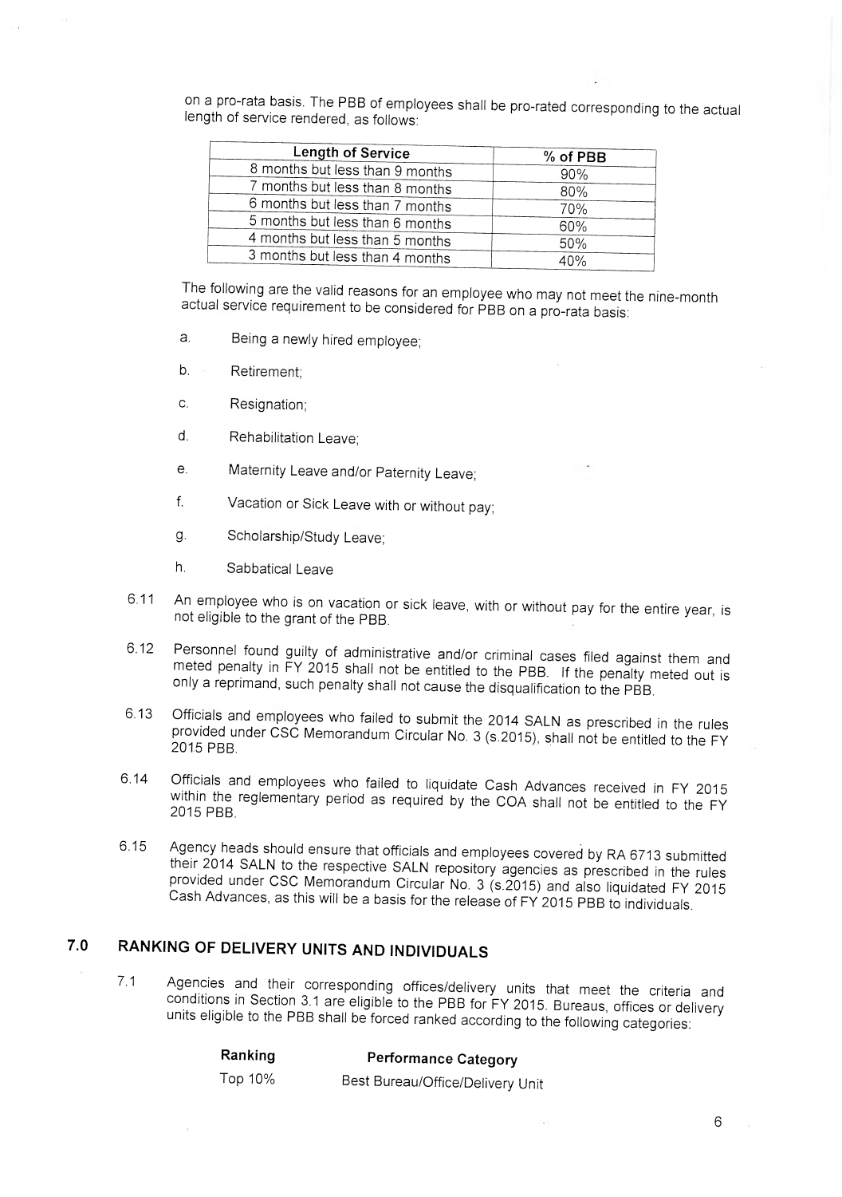on a pro-rata basis. The PBB of employees shall be pro-rated corresponding to the actual length of service rendered, as follows:

| Length of Service | % of PBB |
|---|---|
| 8 months but less than 9 months | 90% |
| 7 months but less than 8 months | 80% |
| 6 months but less than 7 months | 70% |
| 5 months but less than 6 months | 60% |
| 4 months but less than 5 months | 50% |
| 3 months but less than 4 months | 40% |

The following are the valid reasons for an employee who may not meet the nine-month actual service requirement to be considered for PBB on a pro-rata basis:

a. Being a newly hired employee;

b. Retirement;

c. Resignation;

d. Rehabilitation Leave;

e. Maternity Leave and/or Paternity Leave;

f. Vacation or Sick Leave with or without pay;

g. Scholarship/Study Leave;

h. Sabbatical Leave

6.11 An employee who is on vacation or sick leave, with or without pay for the entire year, is not eligible to the grant of the PBB.

6.12 Personnel found guilty of administrative and/or criminal cases filed against them and meted penalty in FY 2015 shall not be entitled to the PBB. If the penalty meted out is only a reprimand, such penalty shall not cause the disqualification to the PBB.

6.13 Officials and employees who failed to submit the 2014 SALN as prescribed in the rules provided under CSC Memorandum Circular No. 3 (s.2015), shall not be entitled to the FY 2015 PBB.

6.14 Officials and employees who failed to liquidate Cash Advances received in FY 2015 within the reglementary period as required by the COA shall not be entitled to the FY 2015 PBB.

6.15 Agency heads should ensure that officials and employees covered by RA 6713 submitted their 2014 SALN to the respective SALN repository agencies as prescribed in the rules provided under CSC Memorandum Circular No. 3 (s.2015) and also liquidated FY 2015 Cash Advances, as this will be a basis for the release of FY 2015 PBB to individuals.

## 7.0 RANKING OF DELIVERY UNITS AND INDIVIDUALS

7.1 Agencies and their corresponding offices/delivery units that meet the criteria and conditions in Section 3.1 are eligible to the PBB for FY 2015. Bureaus, offices or delivery units eligible to the PBB shall be forced ranked according to the following categories:

| Ranking | Performance Category |
|---|---|
| Top 10% | Best Bureau/Office/Delivery Unit |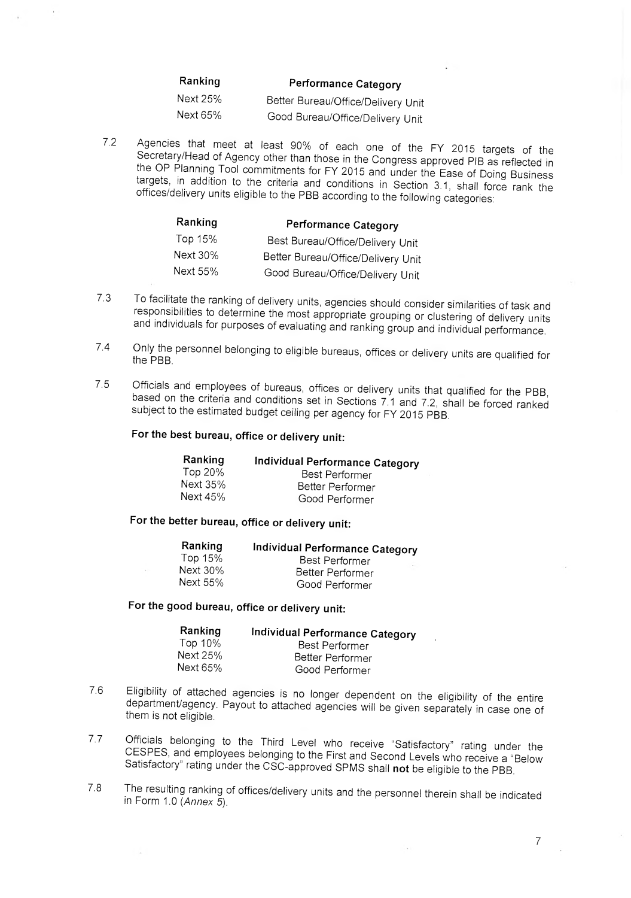| Ranking | Performance Category |
|---|---|
| Next 25% | Better Bureau/Office/Delivery Unit |
| Next 65% | Good Bureau/Office/Delivery Unit |

7.2 Agencies that meet at least 90% of each one of the FY 2015 targets of the Secretary/Head of Agency other than those in the Congress approved PIB as reflected in the OP Planning Tool commitments for FY 2015 and under the Ease of Doing Business targets, in addition to the criteria and conditions in Section 3.1, shall force rank the offices/delivery units eligible to the PBB according to the following categories:

| Ranking | Performance Category |
|---|---|
| Top 15% | Best Bureau/Office/Delivery Unit |
| Next 30% | Better Bureau/Office/Delivery Unit |
| Next 55% | Good Bureau/Office/Delivery Unit |

7.3 To facilitate the ranking of delivery units, agencies should consider similarities of task and responsibilities to determine the most appropriate grouping or clustering of delivery units and individuals for purposes of evaluating and ranking group and individual performance.

7.4 Only the personnel belonging to eligible bureaus, offices or delivery units are qualified for the PBB.

7.5 Officials and employees of bureaus, offices or delivery units that qualified for the PBB, based on the criteria and conditions set in Sections 7.1 and 7.2, shall be forced ranked subject to the estimated budget ceiling per agency for FY 2015 PBB.

**For the best bureau, office or delivery unit:**

| Ranking | Individual Performance Category |
|---|---|
| Top 20% | Best Performer |
| Next 35% | Better Performer |
| Next 45% | Good Performer |

**For the better bureau, office or delivery unit:**

| Ranking | Individual Performance Category |
|---|---|
| Top 15% | Best Performer |
| Next 30% | Better Performer |
| Next 55% | Good Performer |

**For the good bureau, office or delivery unit:**

| Ranking | Individual Performance Category |
|---|---|
| Top 10% | Best Performer |
| Next 25% | Better Performer |
| Next 65% | Good Performer |

7.6 Eligibility of attached agencies is no longer dependent on the eligibility of the entire department/agency. Payout to attached agencies will be given separately in case one of them is not eligible.

7.7 Officials belonging to the Third Level who receive "Satisfactory" rating under the CESPES, and employees belonging to the First and Second Levels who receive a "Below Satisfactory" rating under the CSC-approved SPMS shall **not** be eligible to the PBB.

7.8 The resulting ranking of offices/delivery units and the personnel therein shall be indicated in Form 1.0 (*Annex 5*).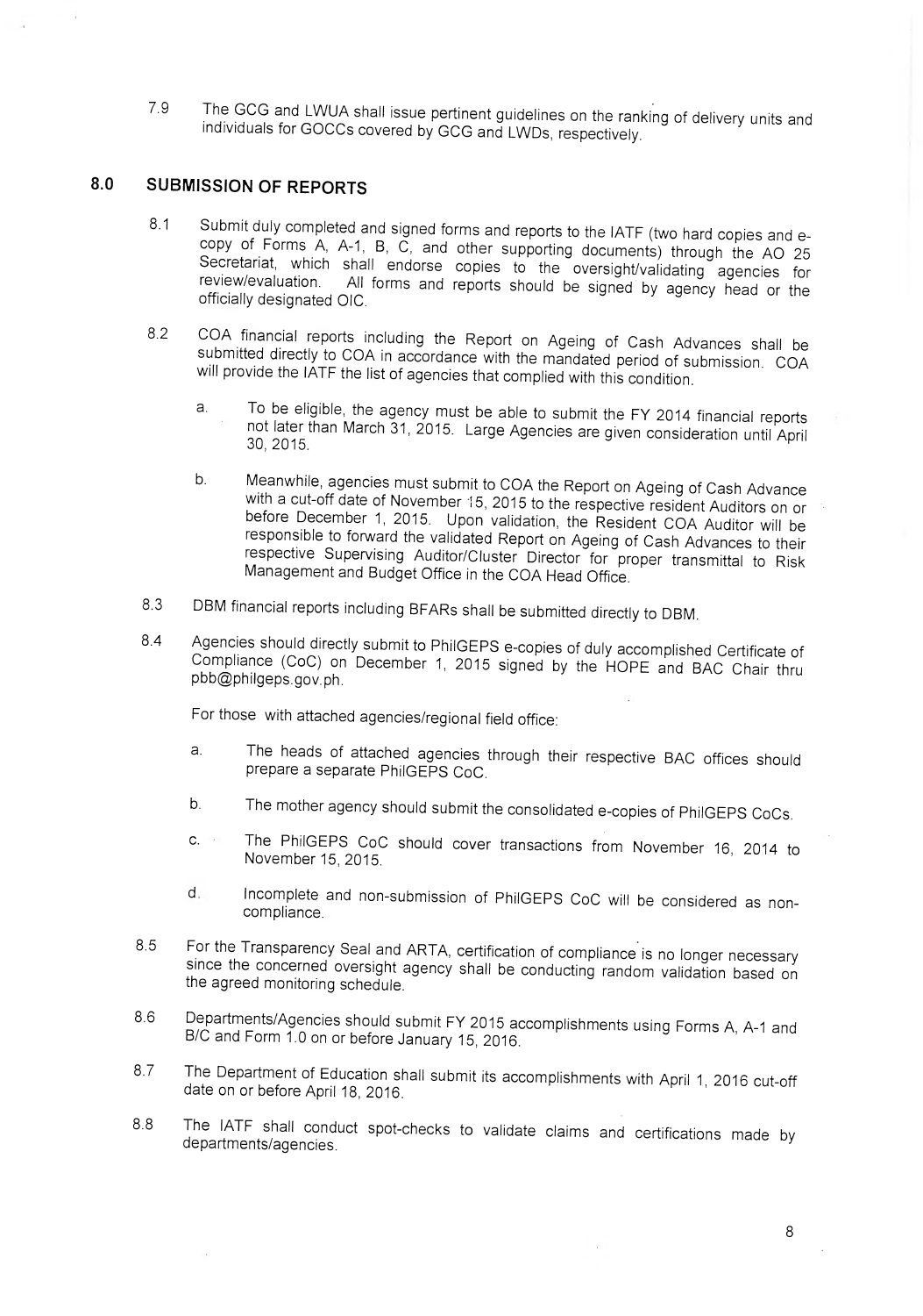7.9 The GCG and LWUA shall issue pertinent guidelines on the ranking of delivery units and individuals for GOCCs covered by GCG and LWDs, respectively.

## 8.0 SUBMISSION OF REPORTS

8.1 Submit duly completed and signed forms and reports to the IATF (two hard copies and e-copy of Forms A, A-1, B, C, and other supporting documents) through the AO 25 Secretariat, which shall endorse copies to the oversight/validating agencies for review/evaluation. All forms and reports should be signed by agency head or the officially designated OIC.

8.2 COA financial reports including the Report on Ageing of Cash Advances shall be submitted directly to COA in accordance with the mandated period of submission. COA will provide the IATF the list of agencies that complied with this condition.

a. To be eligible, the agency must be able to submit the FY 2014 financial reports not later than March 31, 2015. Large Agencies are given consideration until April 30, 2015.

b. Meanwhile, agencies must submit to COA the Report on Ageing of Cash Advance with a cut-off date of November 15, 2015 to the respective resident Auditors on or before December 1, 2015. Upon validation, the Resident COA Auditor will be responsible to forward the validated Report on Ageing of Cash Advances to their respective Supervising Auditor/Cluster Director for proper transmittal to Risk Management and Budget Office in the COA Head Office.

8.3 DBM financial reports including BFARs shall be submitted directly to DBM.

8.4 Agencies should directly submit to PhilGEPS e-copies of duly accomplished Certificate of Compliance (CoC) on December 1, 2015 signed by the HOPE and BAC Chair thru pbb@philgeps.gov.ph.

For those with attached agencies/regional field office:

a. The heads of attached agencies through their respective BAC offices should prepare a separate PhilGEPS CoC.

b. The mother agency should submit the consolidated e-copies of PhilGEPS CoCs.

c. The PhilGEPS CoC should cover transactions from November 16, 2014 to November 15, 2015.

d. Incomplete and non-submission of PhilGEPS CoC will be considered as non-compliance.

8.5 For the Transparency Seal and ARTA, certification of compliance is no longer necessary since the concerned oversight agency shall be conducting random validation based on the agreed monitoring schedule.

8.6 Departments/Agencies should submit FY 2015 accomplishments using Forms A, A-1 and B/C and Form 1.0 on or before January 15, 2016.

8.7 The Department of Education shall submit its accomplishments with April 1, 2016 cut-off date on or before April 18, 2016.

8.8 The IATF shall conduct spot-checks to validate claims and certifications made by departments/agencies.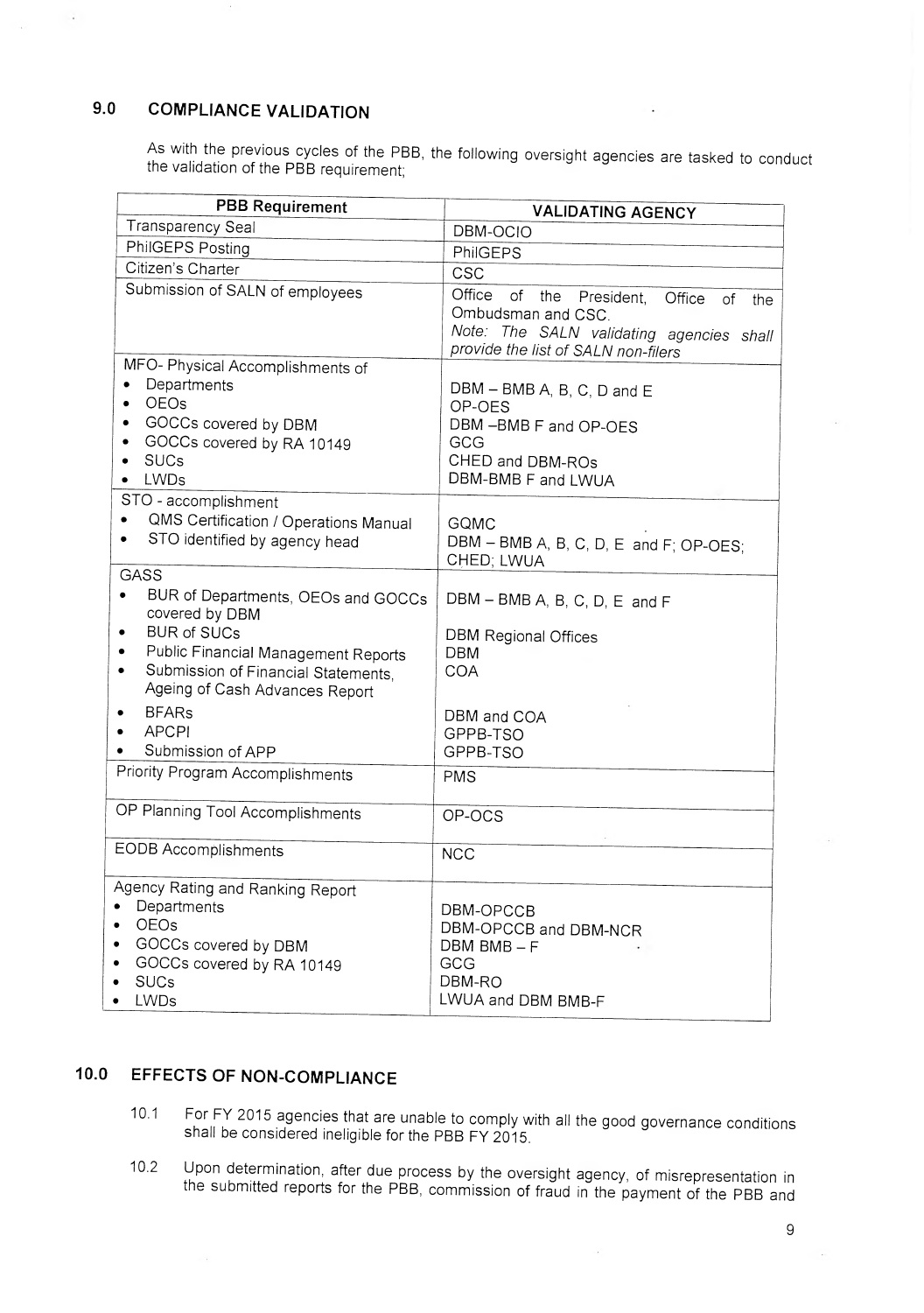## 9.0 COMPLIANCE VALIDATION

As with the previous cycles of the PBB, the following oversight agencies are tasked to conduct the validation of the PBB requirement;

| PBB Requirement | VALIDATING AGENCY |
|---|---|
| Transparency Seal | DBM-OCIO |
| PhilGEPS Posting | PhilGEPS |
| Citizen's Charter | CSC |
| Submission of SALN of employees | Office of the President, Office of the Ombudsman and CSC.<br>*Note: The SALN validating agencies shall provide the list of SALN non-filers* |
| MFO- Physical Accomplishments of<br>• Departments<br>• OEOs<br>• GOCCs covered by DBM<br>• GOCCs covered by RA 10149<br>• SUCs<br>• LWDs | <br>DBM – BMB A, B, C, D and E<br>OP-OES<br>DBM –BMB F and OP-OES<br>GCG<br>CHED and DBM-ROs<br>DBM-BMB F and LWUA |
| STO - accomplishment<br>• QMS Certification / Operations Manual<br>• STO identified by agency head | <br>GQMC<br>DBM – BMB A, B, C, D, E and F; OP-OES; CHED; LWUA |
| GASS<br>• BUR of Departments, OEOs and GOCCs covered by DBM<br>• BUR of SUCs<br>• Public Financial Management Reports<br>• Submission of Financial Statements, Ageing of Cash Advances Report<br>• BFARs<br>• APCPI<br>• Submission of APP | <br>DBM – BMB A, B, C, D, E and F<br><br>DBM Regional Offices<br>DBM<br>COA<br><br>DBM and COA<br>GPPB-TSO<br>GPPB-TSO |
| Priority Program Accomplishments | PMS |
| OP Planning Tool Accomplishments | OP-OCS |
| EODB Accomplishments | NCC |
| Agency Rating and Ranking Report<br>• Departments<br>• OEOs<br>• GOCCs covered by DBM<br>• GOCCs covered by RA 10149<br>• SUCs<br>• LWDs | <br>DBM-OPCCB<br>DBM-OPCCB and DBM-NCR<br>DBM BMB – F<br>GCG<br>DBM-RO<br>LWUA and DBM BMB-F |

## 10.0 EFFECTS OF NON-COMPLIANCE

10.1 For FY 2015 agencies that are unable to comply with all the good governance conditions shall be considered ineligible for the PBB FY 2015.

10.2 Upon determination, after due process by the oversight agency, of misrepresentation in the submitted reports for the PBB, commission of fraud in the payment of the PBB and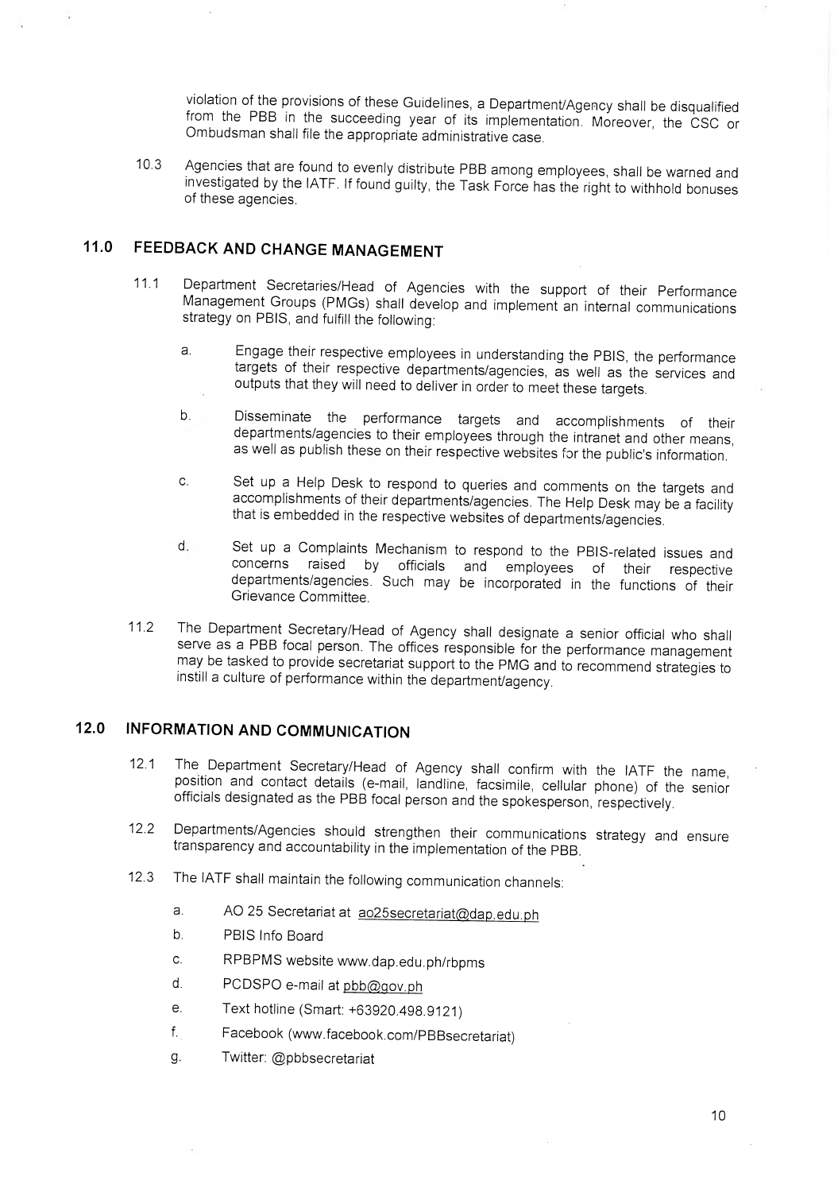violation of the provisions of these Guidelines, a Department/Agency shall be disqualified from the PBB in the succeeding year of its implementation. Moreover, the CSC or Ombudsman shall file the appropriate administrative case.

10.3 Agencies that are found to evenly distribute PBB among employees, shall be warned and investigated by the IATF. If found guilty, the Task Force has the right to withhold bonuses of these agencies.

## 11.0 FEEDBACK AND CHANGE MANAGEMENT

11.1 Department Secretaries/Head of Agencies with the support of their Performance Management Groups (PMGs) shall develop and implement an internal communications strategy on PBIS, and fulfill the following:

a. Engage their respective employees in understanding the PBIS, the performance targets of their respective departments/agencies, as well as the services and outputs that they will need to deliver in order to meet these targets.

b. Disseminate the performance targets and accomplishments of their departments/agencies to their employees through the intranet and other means, as well as publish these on their respective websites for the public's information.

c. Set up a Help Desk to respond to queries and comments on the targets and accomplishments of their departments/agencies. The Help Desk may be a facility that is embedded in the respective websites of departments/agencies.

d. Set up a Complaints Mechanism to respond to the PBIS-related issues and concerns raised by officials and employees of their respective departments/agencies. Such may be incorporated in the functions of their Grievance Committee.

11.2 The Department Secretary/Head of Agency shall designate a senior official who shall serve as a PBB focal person. The offices responsible for the performance management may be tasked to provide secretariat support to the PMG and to recommend strategies to instill a culture of performance within the department/agency.

## 12.0 INFORMATION AND COMMUNICATION

12.1 The Department Secretary/Head of Agency shall confirm with the IATF the name, position and contact details (e-mail, landline, facsimile, cellular phone) of the senior officials designated as the PBB focal person and the spokesperson, respectively.

12.2 Departments/Agencies should strengthen their communications strategy and ensure transparency and accountability in the implementation of the PBB.

12.3 The IATF shall maintain the following communication channels:

a. AO 25 Secretariat at ao25secretariat@dap.edu.ph

b. PBIS Info Board

c. RPBPMS website www.dap.edu.ph/rbpms

d. PCDSPO e-mail at pbb@gov.ph

e. Text hotline (Smart: +63920.498.9121)

f. Facebook (www.facebook.com/PBBsecretariat)

g. Twitter: @pbbsecretariat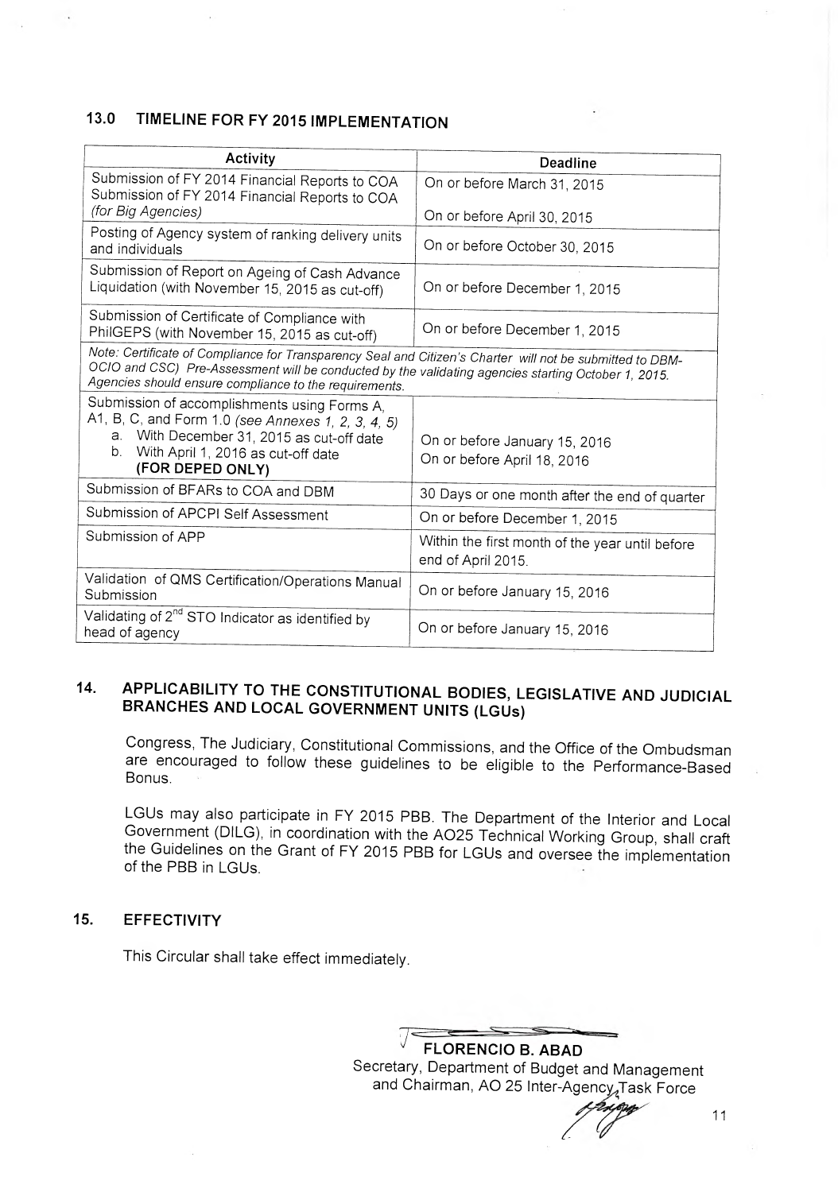## 13.0 TIMELINE FOR FY 2015 IMPLEMENTATION

| Activity | Deadline |
|---|---|
| Submission of FY 2014 Financial Reports to COA<br>Submission of FY 2014 Financial Reports to COA *(for Big Agencies)* | On or before March 31, 2015<br>On or before April 30, 2015 |
| Posting of Agency system of ranking delivery units and individuals | On or before October 30, 2015 |
| Submission of Report on Ageing of Cash Advance Liquidation (with November 15, 2015 as cut-off) | On or before December 1, 2015 |
| Submission of Certificate of Compliance with PhilGEPS (with November 15, 2015 as cut-off) | On or before December 1, 2015 |
| *Note: Certificate of Compliance for Transparency Seal and Citizen's Charter will not be submitted to DBM-OCIO and CSC) Pre-Assessment will be conducted by the validating agencies starting October 1, 2015. Agencies should ensure compliance to the requirements.* | |
| Submission of accomplishments using Forms A, A1, B, C, and Form 1.0 *(see Annexes 1, 2, 3, 4, 5)*<br>a. With December 31, 2015 as cut-off date<br>b. With April 1, 2016 as cut-off date **(FOR DEPED ONLY)** | On or before January 15, 2016<br>On or before April 18, 2016 |
| Submission of BFARs to COA and DBM | 30 Days or one month after the end of quarter |
| Submission of APCPI Self Assessment | On or before December 1, 2015 |
| Submission of APP | Within the first month of the year until before end of April 2015. |
| Validation of QMS Certification/Operations Manual Submission | On or before January 15, 2016 |
| Validating of 2[nd] STO Indicator as identified by head of agency | On or before January 15, 2016 |

## 14. APPLICABILITY TO THE CONSTITUTIONAL BODIES, LEGISLATIVE AND JUDICIAL BRANCHES AND LOCAL GOVERNMENT UNITS (LGUs)

Congress, The Judiciary, Constitutional Commissions, and the Office of the Ombudsman are encouraged to follow these guidelines to be eligible to the Performance-Based Bonus.

LGUs may also participate in FY 2015 PBB. The Department of the Interior and Local Government (DILG), in coordination with the AO25 Technical Working Group, shall craft the Guidelines on the Grant of FY 2015 PBB for LGUs and oversee the implementation of the PBB in LGUs.

## 15. EFFECTIVITY

This Circular shall take effect immediately.

**FLORENCIO B. ABAD**
Secretary, Department of Budget and Management
and Chairman, AO 25 Inter-Agency Task Force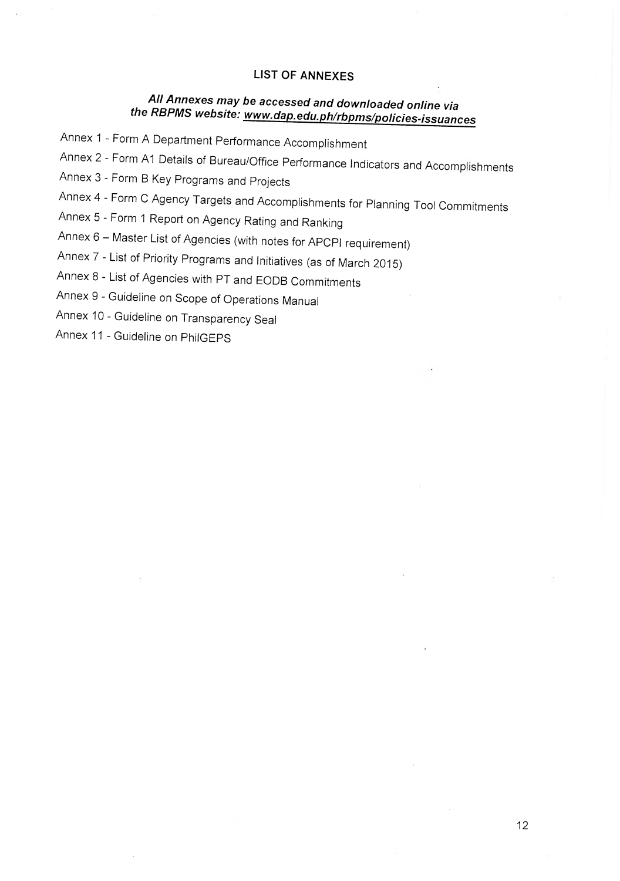## LIST OF ANNEXES

***All Annexes may be accessed and downloaded online via the RBPMS website: www.dap.edu.ph/rbpms/policies-issuances***

Annex 1 - Form A Department Performance Accomplishment

Annex 2 - Form A1 Details of Bureau/Office Performance Indicators and Accomplishments

Annex 3 - Form B Key Programs and Projects

Annex 4 - Form C Agency Targets and Accomplishments for Planning Tool Commitments

Annex 5 - Form 1 Report on Agency Rating and Ranking

Annex 6 – Master List of Agencies (with notes for APCPI requirement)

Annex 7 - List of Priority Programs and Initiatives (as of March 2015)

Annex 8 - List of Agencies with PT and EODB Commitments

Annex 9 - Guideline on Scope of Operations Manual

Annex 10 - Guideline on Transparency Seal

Annex 11 - Guideline on PhilGEPS